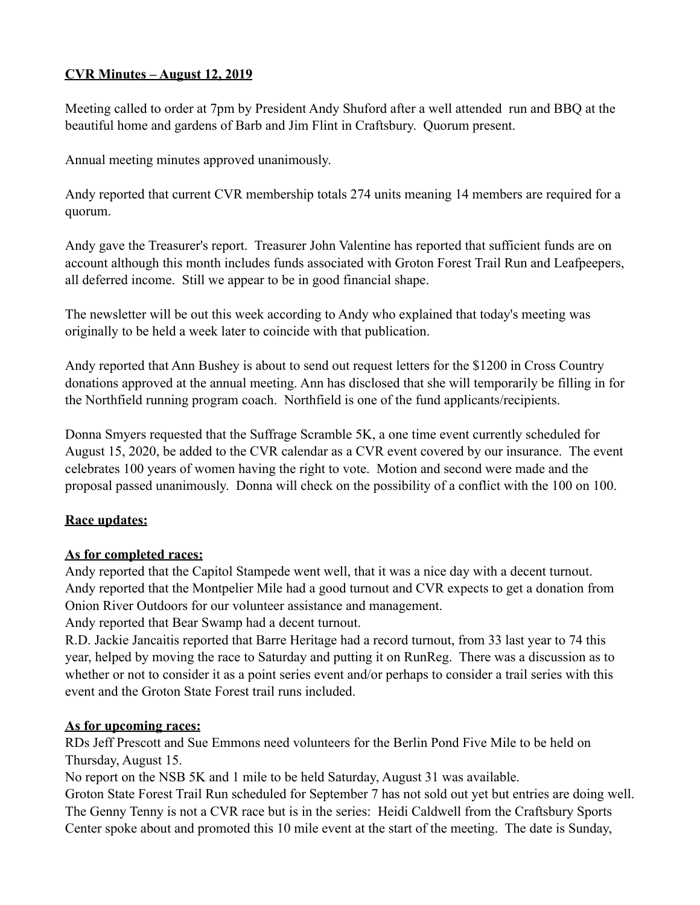**CVR Minutes – August 12, 2019**

Meeting called to order at 7pm by President Andy Shuford after a well attended run and BBQ at the beautiful home and gardens of Barb and Jim Flint in Craftsbury. Quorum present.

Annual meeting minutes approved unanimously.

Andy reported that current CVR membership totals 274 units meaning 14 members are required for a quorum.

Andy gave the Treasurer's report. Treasurer John Valentine has reported that sufficient funds are on account although this month includes funds associated with Groton Forest Trail Run and Leafpeepers, all deferred income. Still we appear to be in good financial shape.

The newsletter will be out this week according to Andy who explained that today's meeting was originally to be held a week later to coincide with that publication.

Andy reported that Ann Bushey is about to send out request letters for the $1200 in Cross Country donations approved at the annual meeting. Ann has disclosed that she will temporarily be filling in for the Northfield running program coach. Northfield is one of the fund applicants/recipients.

Donna Smyers requested that the Suffrage Scramble 5K, a one time event currently scheduled for August 15, 2020, be added to the CVR calendar as a CVR event covered by our insurance. The event celebrates 100 years of women having the right to vote. Motion and second were made and the proposal passed unanimously. Donna will check on the possibility of a conflict with the 100 on 100.

**Race updates:**

**As for completed races:**

Andy reported that the Capitol Stampede went well, that it was a nice day with a decent turnout.
Andy reported that the Montpelier Mile had a good turnout and CVR expects to get a donation from Onion River Outdoors for our volunteer assistance and management.
Andy reported that Bear Swamp had a decent turnout.
R.D. Jackie Jancaitis reported that Barre Heritage had a record turnout, from 33 last year to 74 this year, helped by moving the race to Saturday and putting it on RunReg. There was a discussion as to whether or not to consider it as a point series event and/or perhaps to consider a trail series with this event and the Groton State Forest trail runs included.

**As for upcoming races:**

RDs Jeff Prescott and Sue Emmons need volunteers for the Berlin Pond Five Mile to be held on Thursday, August 15.
No report on the NSB 5K and 1 mile to be held Saturday, August 31 was available.
Groton State Forest Trail Run scheduled for September 7 has not sold out yet but entries are doing well.
The Genny Tenny is not a CVR race but is in the series: Heidi Caldwell from the Craftsbury Sports Center spoke about and promoted this 10 mile event at the start of the meeting. The date is Sunday,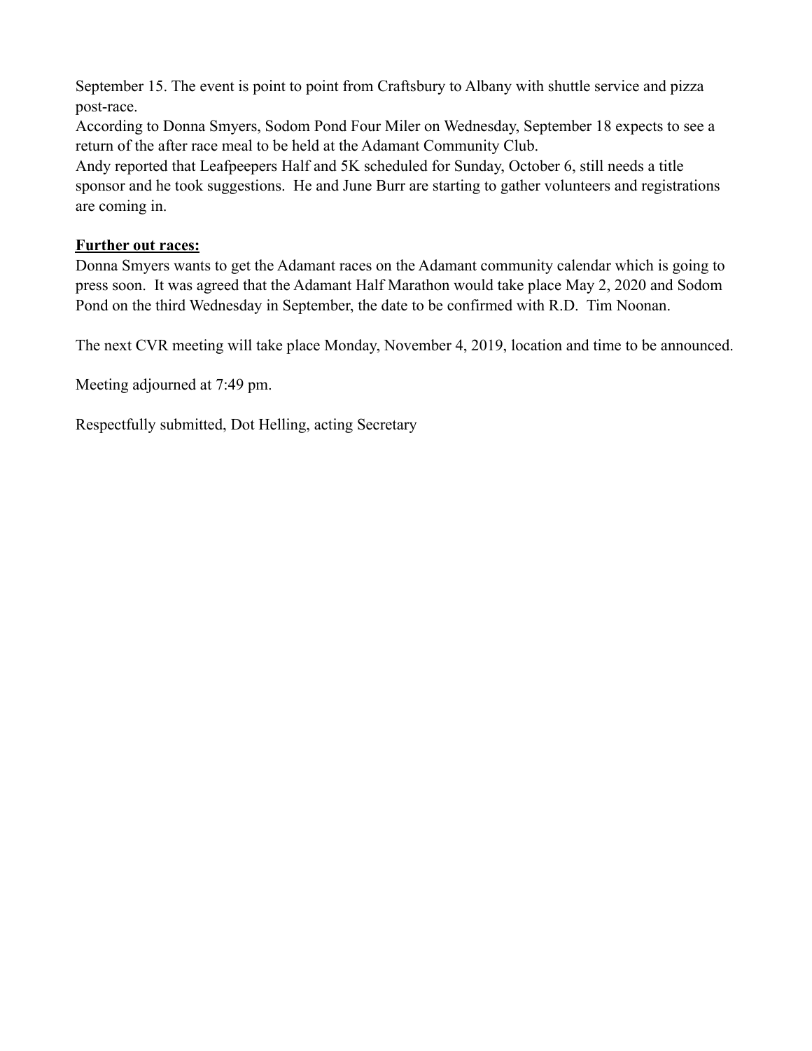September 15. The event is point to point from Craftsbury to Albany with shuttle service and pizza post-race.

According to Donna Smyers, Sodom Pond Four Miler on Wednesday, September 18 expects to see a return of the after race meal to be held at the Adamant Community Club.

Andy reported that Leafpeepers Half and 5K scheduled for Sunday, October 6, still needs a title sponsor and he took suggestions. He and June Burr are starting to gather volunteers and registrations are coming in.

**Further out races:**

Donna Smyers wants to get the Adamant races on the Adamant community calendar which is going to press soon. It was agreed that the Adamant Half Marathon would take place May 2, 2020 and Sodom Pond on the third Wednesday in September, the date to be confirmed with R.D. Tim Noonan.

The next CVR meeting will take place Monday, November 4, 2019, location and time to be announced.

Meeting adjourned at 7:49 pm.

Respectfully submitted, Dot Helling, acting Secretary